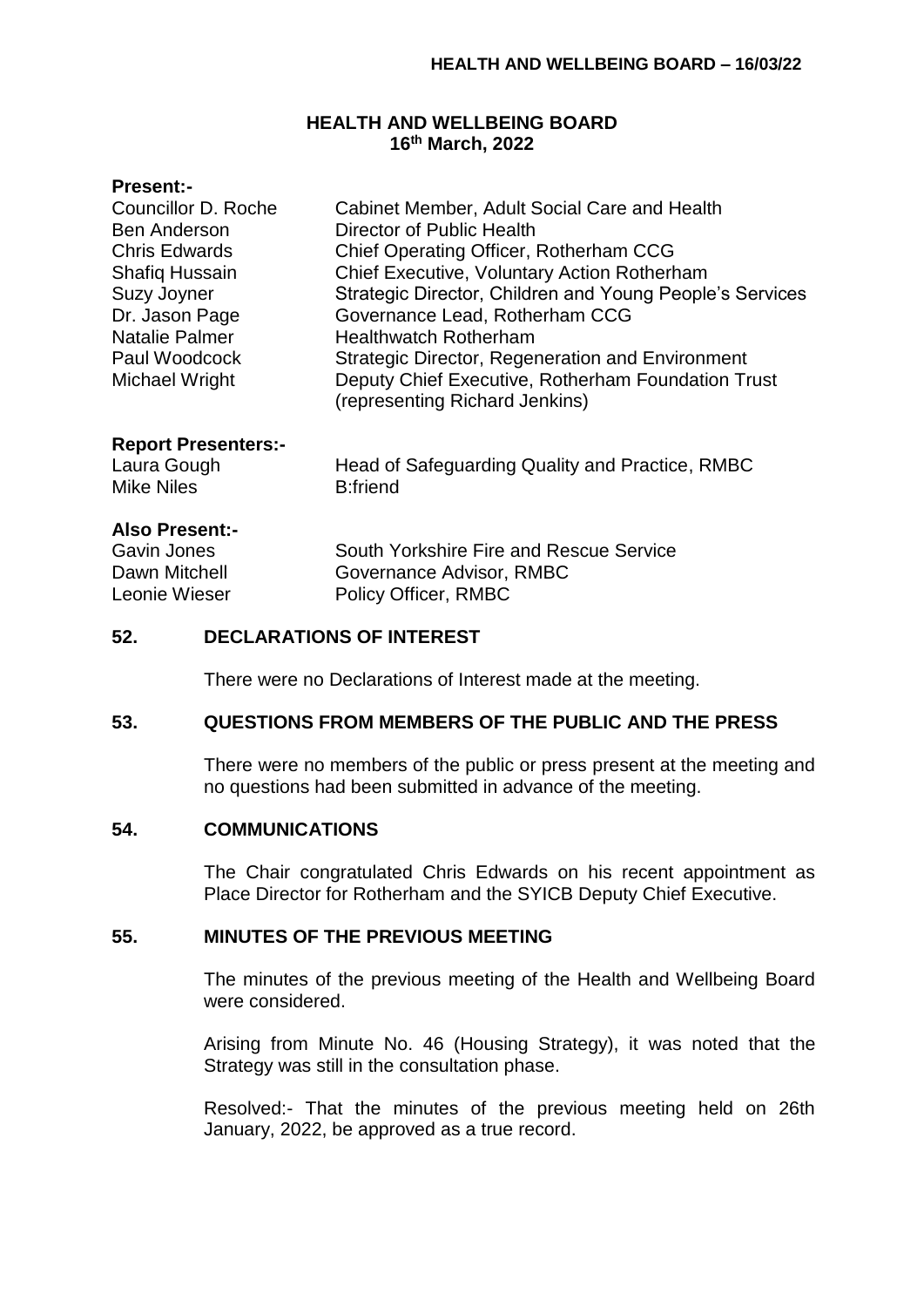# HEALTH AND WELLBEING BOARD
## 16th March, 2022

**Present:-**

| | |
|---|---|
| Councillor D. Roche | Cabinet Member, Adult Social Care and Health |
| Ben Anderson | Director of Public Health |
| Chris Edwards | Chief Operating Officer, Rotherham CCG |
| Shafiq Hussain | Chief Executive, Voluntary Action Rotherham |
| Suzy Joyner | Strategic Director, Children and Young People's Services |
| Dr. Jason Page | Governance Lead, Rotherham CCG |
| Natalie Palmer | Healthwatch Rotherham |
| Paul Woodcock | Strategic Director, Regeneration and Environment |
| Michael Wright | Deputy Chief Executive, Rotherham Foundation Trust (representing Richard Jenkins) |

**Report Presenters:-**

| | |
|---|---|
| Laura Gough | Head of Safeguarding Quality and Practice, RMBC |
| Mike Niles | B:friend |

**Also Present:-**

| | |
|---|---|
| Gavin Jones | South Yorkshire Fire and Rescue Service |
| Dawn Mitchell | Governance Advisor, RMBC |
| Leonie Wieser | Policy Officer, RMBC |

## 52. DECLARATIONS OF INTEREST

There were no Declarations of Interest made at the meeting.

## 53. QUESTIONS FROM MEMBERS OF THE PUBLIC AND THE PRESS

There were no members of the public or press present at the meeting and no questions had been submitted in advance of the meeting.

## 54. COMMUNICATIONS

The Chair congratulated Chris Edwards on his recent appointment as Place Director for Rotherham and the SYICB Deputy Chief Executive.

## 55. MINUTES OF THE PREVIOUS MEETING

The minutes of the previous meeting of the Health and Wellbeing Board were considered.

Arising from Minute No. 46 (Housing Strategy), it was noted that the Strategy was still in the consultation phase.

Resolved:- That the minutes of the previous meeting held on 26th January, 2022, be approved as a true record.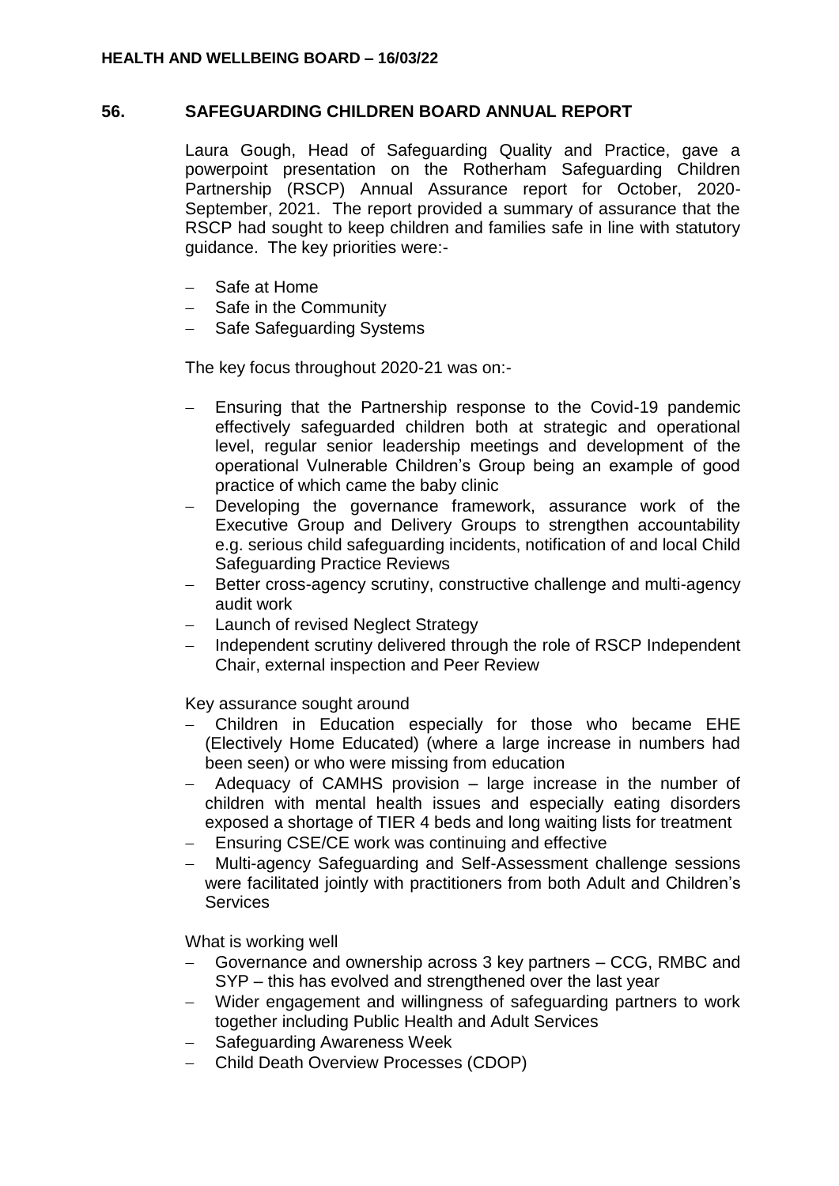## 56. SAFEGUARDING CHILDREN BOARD ANNUAL REPORT

Laura Gough, Head of Safeguarding Quality and Practice, gave a powerpoint presentation on the Rotherham Safeguarding Children Partnership (RSCP) Annual Assurance report for October, 2020-September, 2021. The report provided a summary of assurance that the RSCP had sought to keep children and families safe in line with statutory guidance. The key priorities were:-

- Safe at Home
- Safe in the Community
- Safe Safeguarding Systems

The key focus throughout 2020-21 was on:-

- Ensuring that the Partnership response to the Covid-19 pandemic effectively safeguarded children both at strategic and operational level, regular senior leadership meetings and development of the operational Vulnerable Children's Group being an example of good practice of which came the baby clinic
- Developing the governance framework, assurance work of the Executive Group and Delivery Groups to strengthen accountability e.g. serious child safeguarding incidents, notification of and local Child Safeguarding Practice Reviews
- Better cross-agency scrutiny, constructive challenge and multi-agency audit work
- Launch of revised Neglect Strategy
- Independent scrutiny delivered through the role of RSCP Independent Chair, external inspection and Peer Review

Key assurance sought around

- Children in Education especially for those who became EHE (Electively Home Educated) (where a large increase in numbers had been seen) or who were missing from education
- Adequacy of CAMHS provision – large increase in the number of children with mental health issues and especially eating disorders exposed a shortage of TIER 4 beds and long waiting lists for treatment
- Ensuring CSE/CE work was continuing and effective
- Multi-agency Safeguarding and Self-Assessment challenge sessions were facilitated jointly with practitioners from both Adult and Children's Services

What is working well

- Governance and ownership across 3 key partners – CCG, RMBC and SYP – this has evolved and strengthened over the last year
- Wider engagement and willingness of safeguarding partners to work together including Public Health and Adult Services
- Safeguarding Awareness Week
- Child Death Overview Processes (CDOP)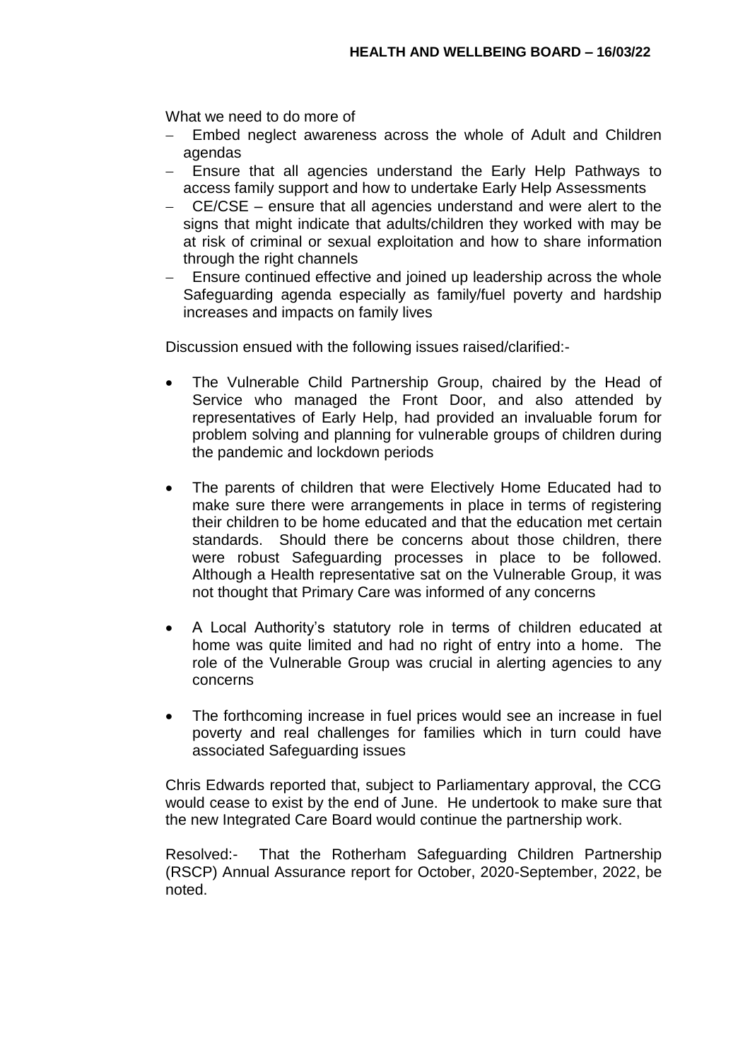What we need to do more of

- Embed neglect awareness across the whole of Adult and Children agendas
- Ensure that all agencies understand the Early Help Pathways to access family support and how to undertake Early Help Assessments
- CE/CSE – ensure that all agencies understand and were alert to the signs that might indicate that adults/children they worked with may be at risk of criminal or sexual exploitation and how to share information through the right channels
- Ensure continued effective and joined up leadership across the whole Safeguarding agenda especially as family/fuel poverty and hardship increases and impacts on family lives

Discussion ensued with the following issues raised/clarified:-

- The Vulnerable Child Partnership Group, chaired by the Head of Service who managed the Front Door, and also attended by representatives of Early Help, had provided an invaluable forum for problem solving and planning for vulnerable groups of children during the pandemic and lockdown periods

- The parents of children that were Electively Home Educated had to make sure there were arrangements in place in terms of registering their children to be home educated and that the education met certain standards. Should there be concerns about those children, there were robust Safeguarding processes in place to be followed. Although a Health representative sat on the Vulnerable Group, it was not thought that Primary Care was informed of any concerns

- A Local Authority's statutory role in terms of children educated at home was quite limited and had no right of entry into a home. The role of the Vulnerable Group was crucial in alerting agencies to any concerns

- The forthcoming increase in fuel prices would see an increase in fuel poverty and real challenges for families which in turn could have associated Safeguarding issues

Chris Edwards reported that, subject to Parliamentary approval, the CCG would cease to exist by the end of June. He undertook to make sure that the new Integrated Care Board would continue the partnership work.

Resolved:- That the Rotherham Safeguarding Children Partnership (RSCP) Annual Assurance report for October, 2020-September, 2022, be noted.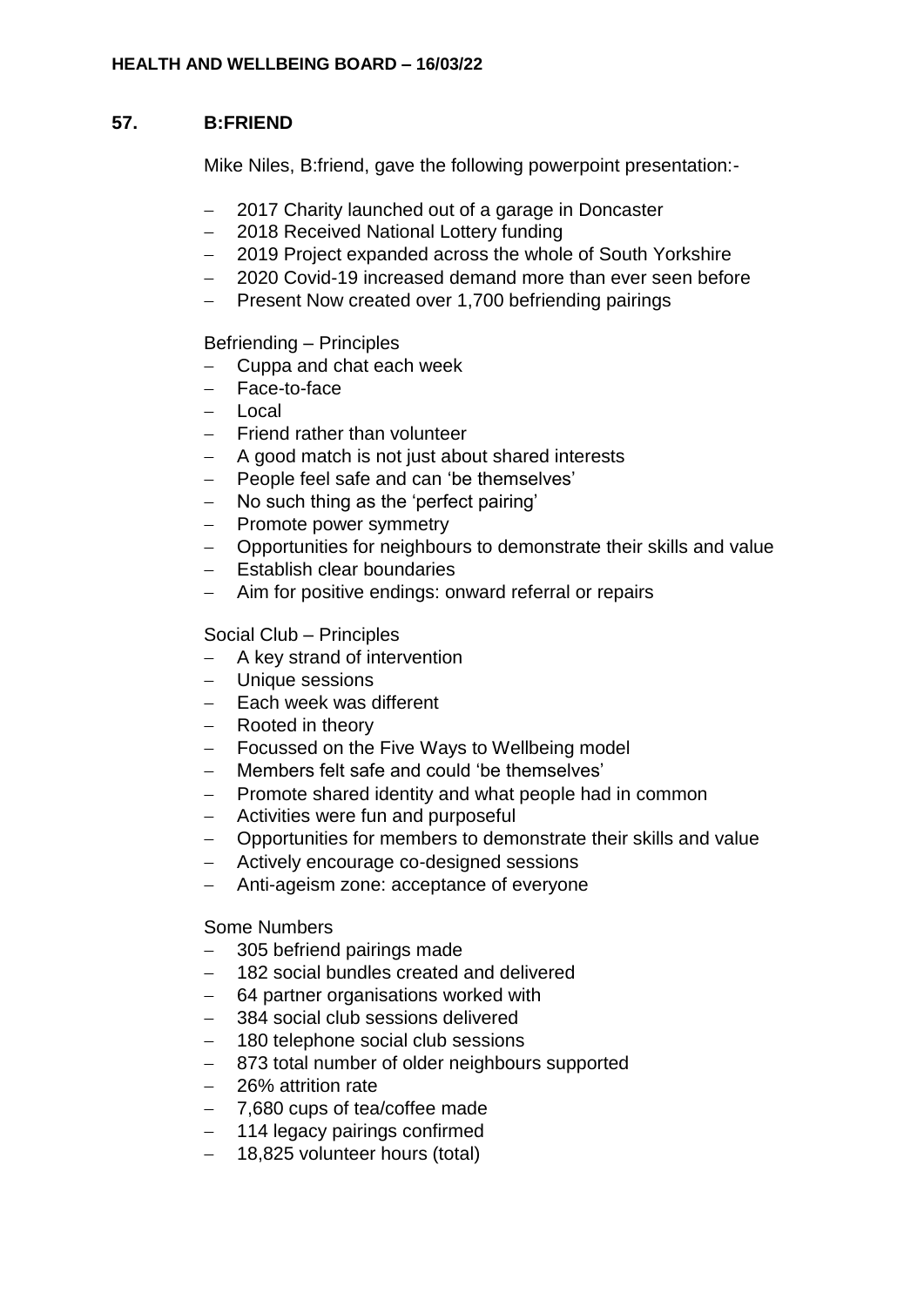## 57. B:FRIEND

Mike Niles, B:friend, gave the following powerpoint presentation:-

- 2017 Charity launched out of a garage in Doncaster
- 2018 Received National Lottery funding
- 2019 Project expanded across the whole of South Yorkshire
- 2020 Covid-19 increased demand more than ever seen before
- Present Now created over 1,700 befriending pairings

Befriending – Principles

- Cuppa and chat each week
- Face-to-face
- Local
- Friend rather than volunteer
- A good match is not just about shared interests
- People feel safe and can 'be themselves'
- No such thing as the 'perfect pairing'
- Promote power symmetry
- Opportunities for neighbours to demonstrate their skills and value
- Establish clear boundaries
- Aim for positive endings: onward referral or repairs

Social Club – Principles

- A key strand of intervention
- Unique sessions
- Each week was different
- Rooted in theory
- Focussed on the Five Ways to Wellbeing model
- Members felt safe and could 'be themselves'
- Promote shared identity and what people had in common
- Activities were fun and purposeful
- Opportunities for members to demonstrate their skills and value
- Actively encourage co-designed sessions
- Anti-ageism zone: acceptance of everyone

Some Numbers

- 305 befriend pairings made
- 182 social bundles created and delivered
- 64 partner organisations worked with
- 384 social club sessions delivered
- 180 telephone social club sessions
- 873 total number of older neighbours supported
- 26% attrition rate
- 7,680 cups of tea/coffee made
- 114 legacy pairings confirmed
- 18,825 volunteer hours (total)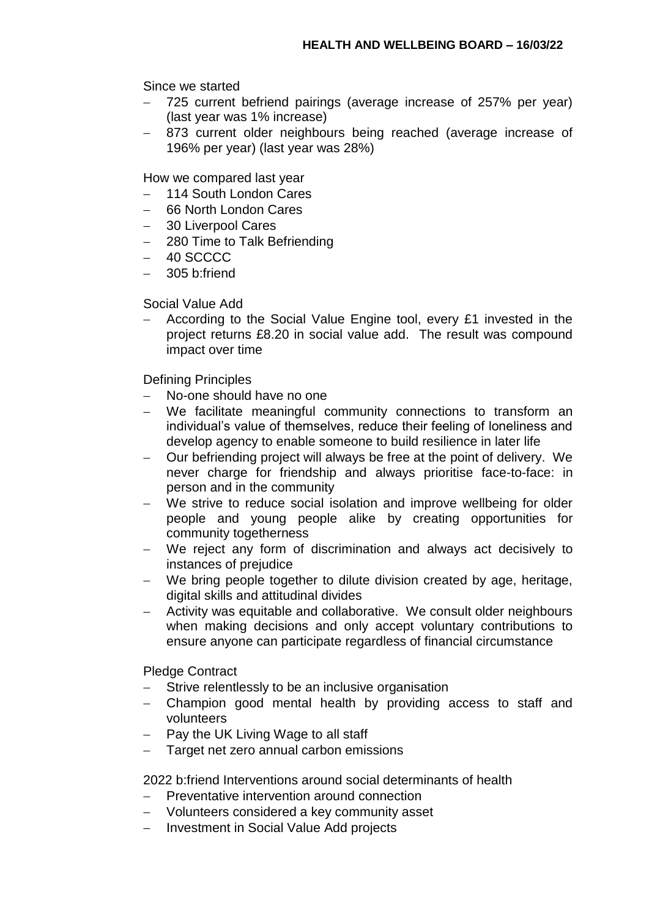Since we started

- 725 current befriend pairings (average increase of 257% per year) (last year was 1% increase)
- 873 current older neighbours being reached (average increase of 196% per year) (last year was 28%)

How we compared last year

- 114 South London Cares
- 66 North London Cares
- 30 Liverpool Cares
- 280 Time to Talk Befriending
- 40 SCCCC
- 305 b:friend

Social Value Add

- According to the Social Value Engine tool, every £1 invested in the project returns £8.20 in social value add. The result was compound impact over time

Defining Principles

- No-one should have no one
- We facilitate meaningful community connections to transform an individual's value of themselves, reduce their feeling of loneliness and develop agency to enable someone to build resilience in later life
- Our befriending project will always be free at the point of delivery. We never charge for friendship and always prioritise face-to-face: in person and in the community
- We strive to reduce social isolation and improve wellbeing for older people and young people alike by creating opportunities for community togetherness
- We reject any form of discrimination and always act decisively to instances of prejudice
- We bring people together to dilute division created by age, heritage, digital skills and attitudinal divides
- Activity was equitable and collaborative. We consult older neighbours when making decisions and only accept voluntary contributions to ensure anyone can participate regardless of financial circumstance

Pledge Contract

- Strive relentlessly to be an inclusive organisation
- Champion good mental health by providing access to staff and volunteers
- Pay the UK Living Wage to all staff
- Target net zero annual carbon emissions

2022 b:friend Interventions around social determinants of health

- Preventative intervention around connection
- Volunteers considered a key community asset
- Investment in Social Value Add projects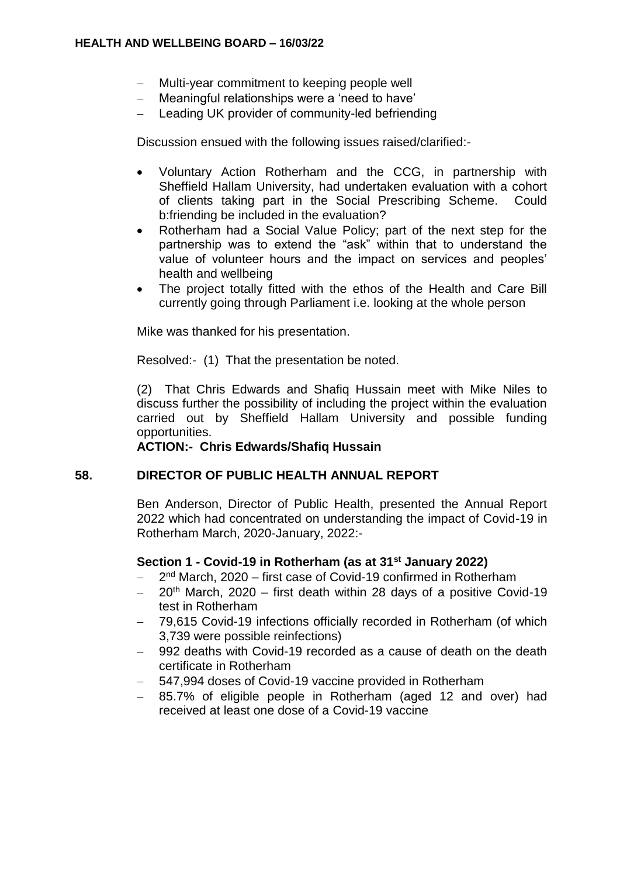- Multi-year commitment to keeping people well
- Meaningful relationships were a 'need to have'
- Leading UK provider of community-led befriending

Discussion ensued with the following issues raised/clarified:-

- Voluntary Action Rotherham and the CCG, in partnership with Sheffield Hallam University, had undertaken evaluation with a cohort of clients taking part in the Social Prescribing Scheme. Could b:friending be included in the evaluation?
- Rotherham had a Social Value Policy; part of the next step for the partnership was to extend the "ask" within that to understand the value of volunteer hours and the impact on services and peoples' health and wellbeing
- The project totally fitted with the ethos of the Health and Care Bill currently going through Parliament i.e. looking at the whole person

Mike was thanked for his presentation.

Resolved:- (1) That the presentation be noted.

(2) That Chris Edwards and Shafiq Hussain meet with Mike Niles to discuss further the possibility of including the project within the evaluation carried out by Sheffield Hallam University and possible funding opportunities.

**ACTION:- Chris Edwards/Shafiq Hussain**

## 58. DIRECTOR OF PUBLIC HEALTH ANNUAL REPORT

Ben Anderson, Director of Public Health, presented the Annual Report 2022 which had concentrated on understanding the impact of Covid-19 in Rotherham March, 2020-January, 2022:-

### Section 1 - Covid-19 in Rotherham (as at 31st January 2022)

- 2nd March, 2020 – first case of Covid-19 confirmed in Rotherham
- 20th March, 2020 – first death within 28 days of a positive Covid-19 test in Rotherham
- 79,615 Covid-19 infections officially recorded in Rotherham (of which 3,739 were possible reinfections)
- 992 deaths with Covid-19 recorded as a cause of death on the death certificate in Rotherham
- 547,994 doses of Covid-19 vaccine provided in Rotherham
- 85.7% of eligible people in Rotherham (aged 12 and over) had received at least one dose of a Covid-19 vaccine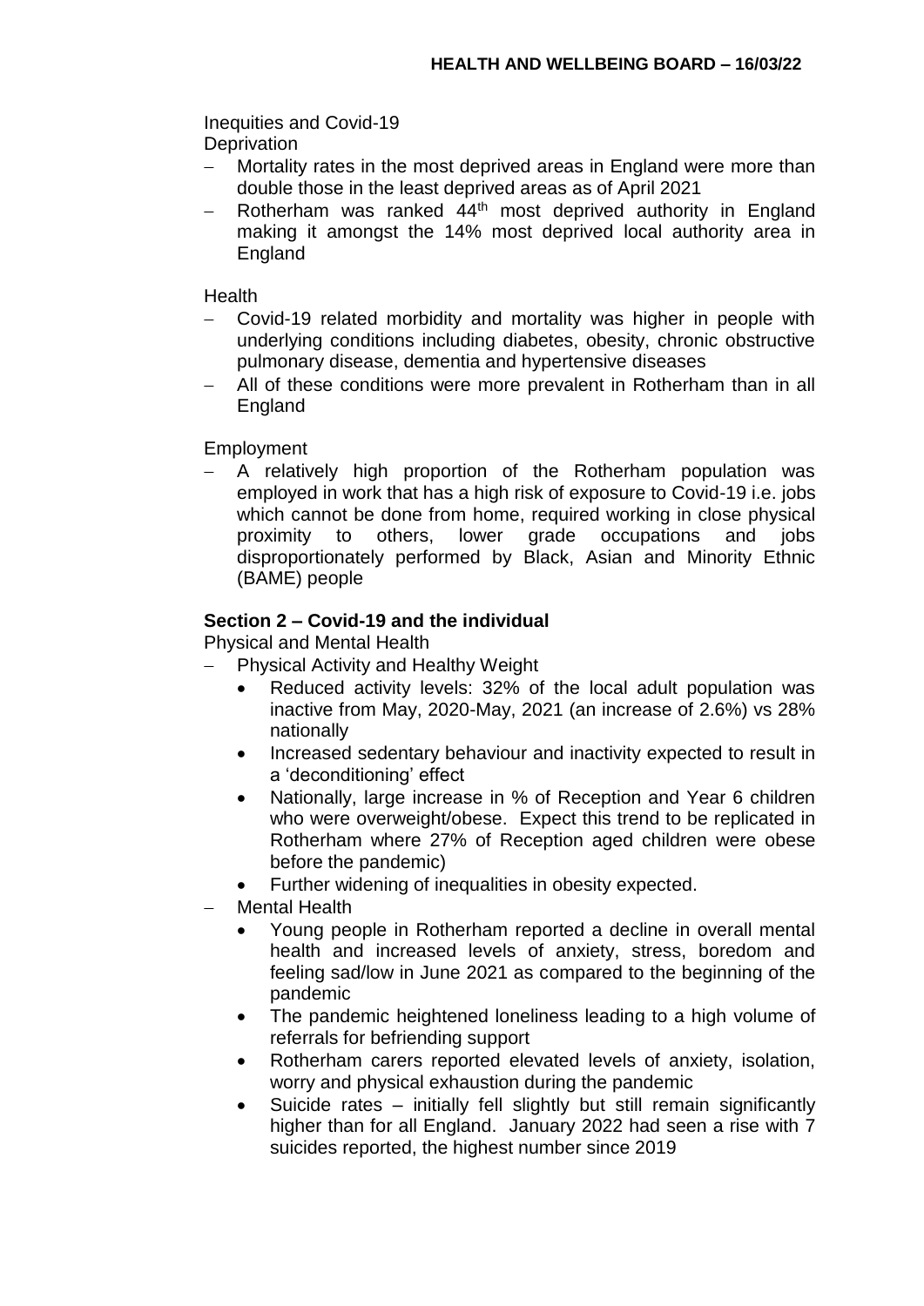Inequities and Covid-19

Deprivation

- Mortality rates in the most deprived areas in England were more than double those in the least deprived areas as of April 2021
- Rotherham was ranked 44th most deprived authority in England making it amongst the 14% most deprived local authority area in England

Health

- Covid-19 related morbidity and mortality was higher in people with underlying conditions including diabetes, obesity, chronic obstructive pulmonary disease, dementia and hypertensive diseases
- All of these conditions were more prevalent in Rotherham than in all England

Employment

- A relatively high proportion of the Rotherham population was employed in work that has a high risk of exposure to Covid-19 i.e. jobs which cannot be done from home, required working in close physical proximity to others, lower grade occupations and jobs disproportionately performed by Black, Asian and Minority Ethnic (BAME) people

**Section 2 – Covid-19 and the individual**

Physical and Mental Health

- Physical Activity and Healthy Weight
  - Reduced activity levels: 32% of the local adult population was inactive from May, 2020-May, 2021 (an increase of 2.6%) vs 28% nationally
  - Increased sedentary behaviour and inactivity expected to result in a 'deconditioning' effect
  - Nationally, large increase in % of Reception and Year 6 children who were overweight/obese. Expect this trend to be replicated in Rotherham where 27% of Reception aged children were obese before the pandemic)
  - Further widening of inequalities in obesity expected.
- Mental Health
  - Young people in Rotherham reported a decline in overall mental health and increased levels of anxiety, stress, boredom and feeling sad/low in June 2021 as compared to the beginning of the pandemic
  - The pandemic heightened loneliness leading to a high volume of referrals for befriending support
  - Rotherham carers reported elevated levels of anxiety, isolation, worry and physical exhaustion during the pandemic
  - Suicide rates – initially fell slightly but still remain significantly higher than for all England. January 2022 had seen a rise with 7 suicides reported, the highest number since 2019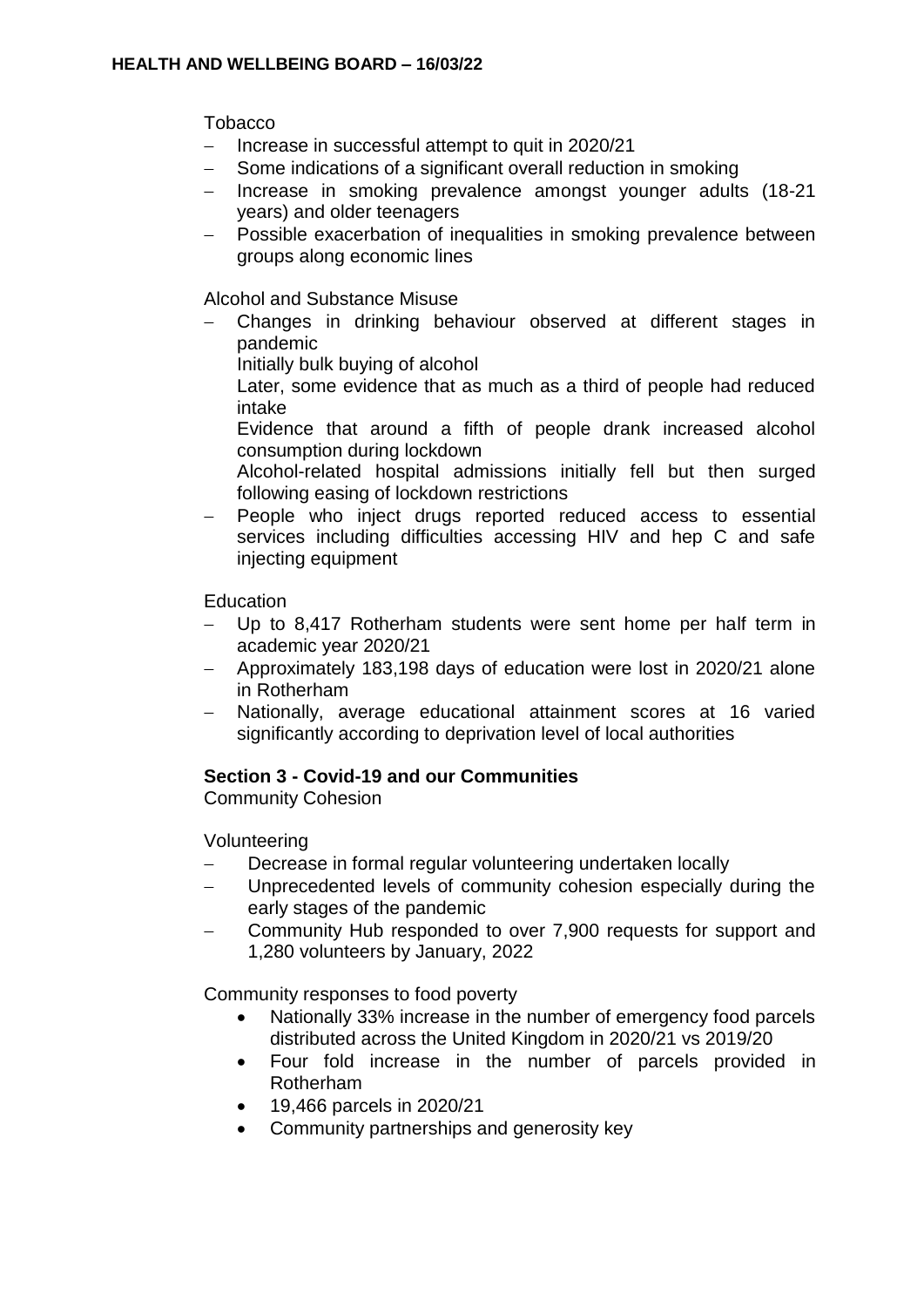Tobacco

- Increase in successful attempt to quit in 2020/21
- Some indications of a significant overall reduction in smoking
- Increase in smoking prevalence amongst younger adults (18-21 years) and older teenagers
- Possible exacerbation of inequalities in smoking prevalence between groups along economic lines

Alcohol and Substance Misuse

- Changes in drinking behaviour observed at different stages in pandemic
  Initially bulk buying of alcohol
  Later, some evidence that as much as a third of people had reduced intake
  Evidence that around a fifth of people drank increased alcohol consumption during lockdown
  Alcohol-related hospital admissions initially fell but then surged following easing of lockdown restrictions
- People who inject drugs reported reduced access to essential services including difficulties accessing HIV and hep C and safe injecting equipment

Education

- Up to 8,417 Rotherham students were sent home per half term in academic year 2020/21
- Approximately 183,198 days of education were lost in 2020/21 alone in Rotherham
- Nationally, average educational attainment scores at 16 varied significantly according to deprivation level of local authorities

**Section 3 - Covid-19 and our Communities**

Community Cohesion

Volunteering

- Decrease in formal regular volunteering undertaken locally
- Unprecedented levels of community cohesion especially during the early stages of the pandemic
- Community Hub responded to over 7,900 requests for support and 1,280 volunteers by January, 2022

Community responses to food poverty

- Nationally 33% increase in the number of emergency food parcels distributed across the United Kingdom in 2020/21 vs 2019/20
- Four fold increase in the number of parcels provided in Rotherham
- 19,466 parcels in 2020/21
- Community partnerships and generosity key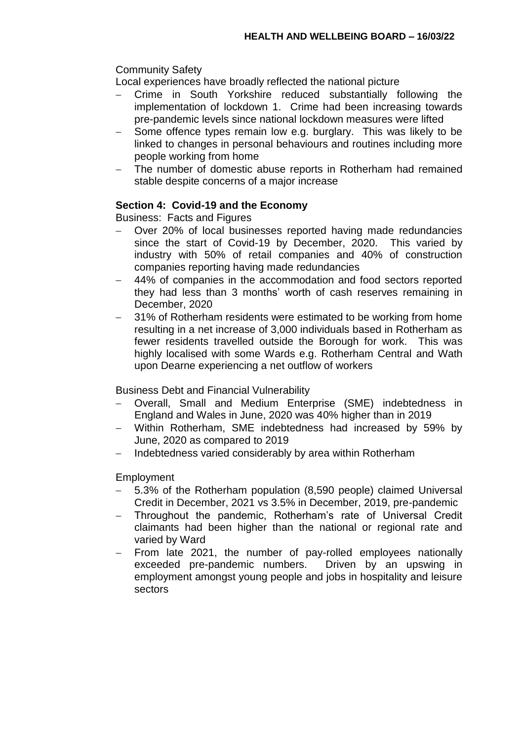Community Safety

Local experiences have broadly reflected the national picture

- Crime in South Yorkshire reduced substantially following the implementation of lockdown 1. Crime had been increasing towards pre-pandemic levels since national lockdown measures were lifted
- Some offence types remain low e.g. burglary. This was likely to be linked to changes in personal behaviours and routines including more people working from home
- The number of domestic abuse reports in Rotherham had remained stable despite concerns of a major increase

**Section 4: Covid-19 and the Economy**

Business: Facts and Figures

- Over 20% of local businesses reported having made redundancies since the start of Covid-19 by December, 2020. This varied by industry with 50% of retail companies and 40% of construction companies reporting having made redundancies
- 44% of companies in the accommodation and food sectors reported they had less than 3 months' worth of cash reserves remaining in December, 2020
- 31% of Rotherham residents were estimated to be working from home resulting in a net increase of 3,000 individuals based in Rotherham as fewer residents travelled outside the Borough for work. This was highly localised with some Wards e.g. Rotherham Central and Wath upon Dearne experiencing a net outflow of workers

Business Debt and Financial Vulnerability

- Overall, Small and Medium Enterprise (SME) indebtedness in England and Wales in June, 2020 was 40% higher than in 2019
- Within Rotherham, SME indebtedness had increased by 59% by June, 2020 as compared to 2019
- Indebtedness varied considerably by area within Rotherham

Employment

- 5.3% of the Rotherham population (8,590 people) claimed Universal Credit in December, 2021 vs 3.5% in December, 2019, pre-pandemic
- Throughout the pandemic, Rotherham's rate of Universal Credit claimants had been higher than the national or regional rate and varied by Ward
- From late 2021, the number of pay-rolled employees nationally exceeded pre-pandemic numbers. Driven by an upswing in employment amongst young people and jobs in hospitality and leisure sectors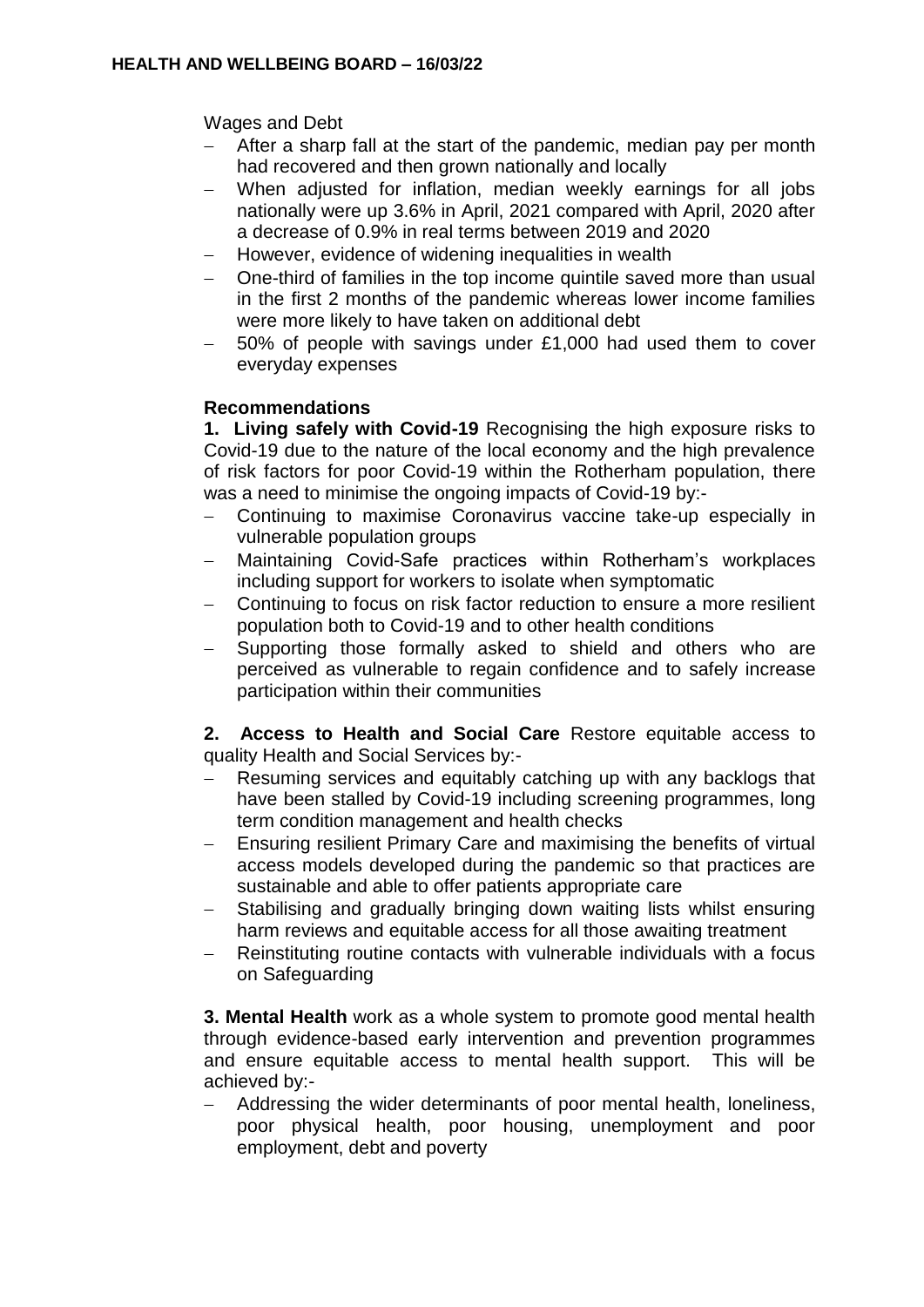Wages and Debt

- After a sharp fall at the start of the pandemic, median pay per month had recovered and then grown nationally and locally
- When adjusted for inflation, median weekly earnings for all jobs nationally were up 3.6% in April, 2021 compared with April, 2020 after a decrease of 0.9% in real terms between 2019 and 2020
- However, evidence of widening inequalities in wealth
- One-third of families in the top income quintile saved more than usual in the first 2 months of the pandemic whereas lower income families were more likely to have taken on additional debt
- 50% of people with savings under £1,000 had used them to cover everyday expenses

**Recommendations**

**1. Living safely with Covid-19** Recognising the high exposure risks to Covid-19 due to the nature of the local economy and the high prevalence of risk factors for poor Covid-19 within the Rotherham population, there was a need to minimise the ongoing impacts of Covid-19 by:-

- Continuing to maximise Coronavirus vaccine take-up especially in vulnerable population groups
- Maintaining Covid-Safe practices within Rotherham's workplaces including support for workers to isolate when symptomatic
- Continuing to focus on risk factor reduction to ensure a more resilient population both to Covid-19 and to other health conditions
- Supporting those formally asked to shield and others who are perceived as vulnerable to regain confidence and to safely increase participation within their communities

**2. Access to Health and Social Care** Restore equitable access to quality Health and Social Services by:-

- Resuming services and equitably catching up with any backlogs that have been stalled by Covid-19 including screening programmes, long term condition management and health checks
- Ensuring resilient Primary Care and maximising the benefits of virtual access models developed during the pandemic so that practices are sustainable and able to offer patients appropriate care
- Stabilising and gradually bringing down waiting lists whilst ensuring harm reviews and equitable access for all those awaiting treatment
- Reinstituting routine contacts with vulnerable individuals with a focus on Safeguarding

**3. Mental Health** work as a whole system to promote good mental health through evidence-based early intervention and prevention programmes and ensure equitable access to mental health support. This will be achieved by:-

- Addressing the wider determinants of poor mental health, loneliness, poor physical health, poor housing, unemployment and poor employment, debt and poverty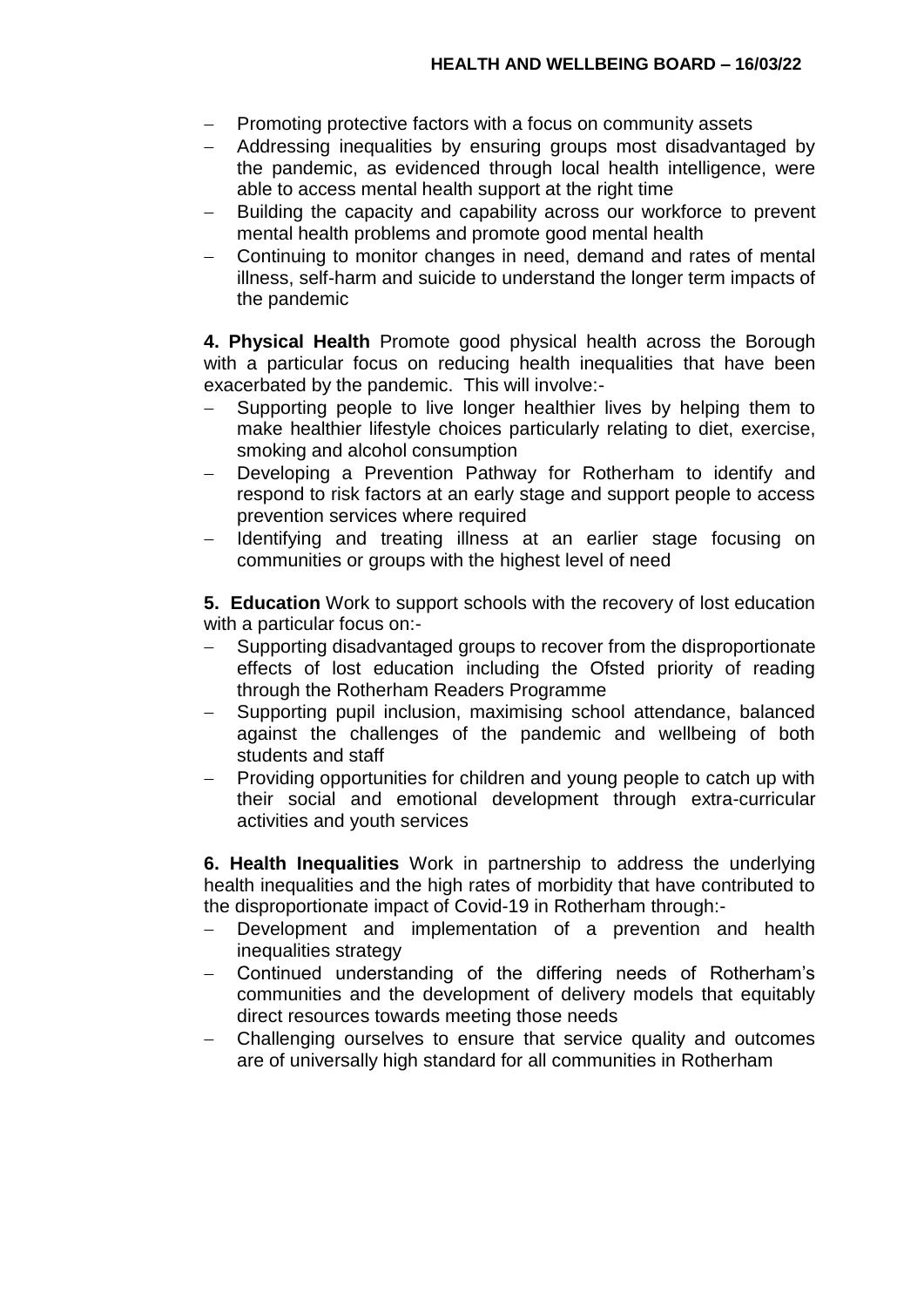- Promoting protective factors with a focus on community assets
- Addressing inequalities by ensuring groups most disadvantaged by the pandemic, as evidenced through local health intelligence, were able to access mental health support at the right time
- Building the capacity and capability across our workforce to prevent mental health problems and promote good mental health
- Continuing to monitor changes in need, demand and rates of mental illness, self-harm and suicide to understand the longer term impacts of the pandemic

**4. Physical Health** Promote good physical health across the Borough with a particular focus on reducing health inequalities that have been exacerbated by the pandemic. This will involve:-

- Supporting people to live longer healthier lives by helping them to make healthier lifestyle choices particularly relating to diet, exercise, smoking and alcohol consumption
- Developing a Prevention Pathway for Rotherham to identify and respond to risk factors at an early stage and support people to access prevention services where required
- Identifying and treating illness at an earlier stage focusing on communities or groups with the highest level of need

**5. Education** Work to support schools with the recovery of lost education with a particular focus on:-

- Supporting disadvantaged groups to recover from the disproportionate effects of lost education including the Ofsted priority of reading through the Rotherham Readers Programme
- Supporting pupil inclusion, maximising school attendance, balanced against the challenges of the pandemic and wellbeing of both students and staff
- Providing opportunities for children and young people to catch up with their social and emotional development through extra-curricular activities and youth services

**6. Health Inequalities** Work in partnership to address the underlying health inequalities and the high rates of morbidity that have contributed to the disproportionate impact of Covid-19 in Rotherham through:-

- Development and implementation of a prevention and health inequalities strategy
- Continued understanding of the differing needs of Rotherham's communities and the development of delivery models that equitably direct resources towards meeting those needs
- Challenging ourselves to ensure that service quality and outcomes are of universally high standard for all communities in Rotherham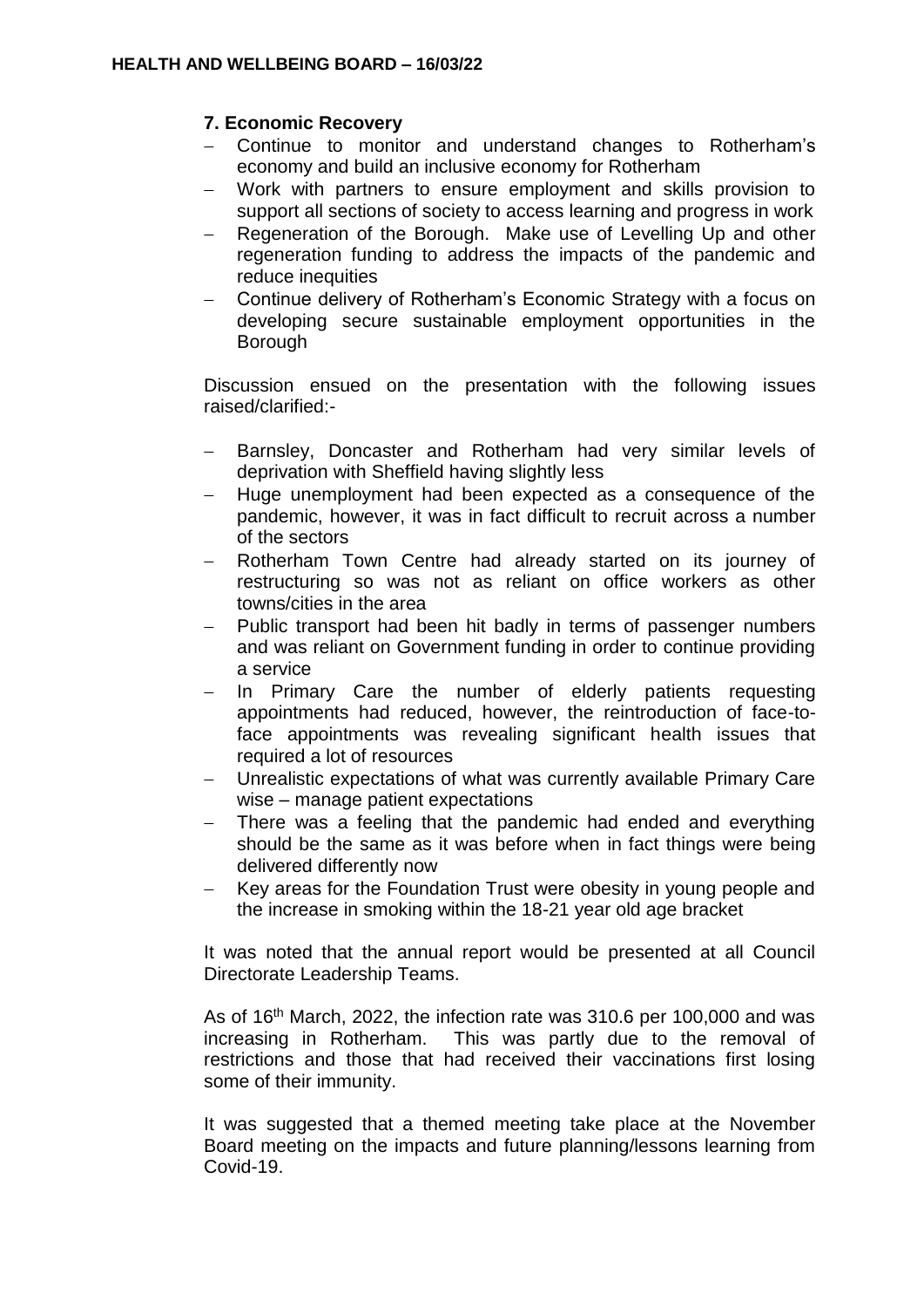**7. Economic Recovery**

- Continue to monitor and understand changes to Rotherham's economy and build an inclusive economy for Rotherham
- Work with partners to ensure employment and skills provision to support all sections of society to access learning and progress in work
- Regeneration of the Borough. Make use of Levelling Up and other regeneration funding to address the impacts of the pandemic and reduce inequities
- Continue delivery of Rotherham's Economic Strategy with a focus on developing secure sustainable employment opportunities in the Borough

Discussion ensued on the presentation with the following issues raised/clarified:-

- Barnsley, Doncaster and Rotherham had very similar levels of deprivation with Sheffield having slightly less
- Huge unemployment had been expected as a consequence of the pandemic, however, it was in fact difficult to recruit across a number of the sectors
- Rotherham Town Centre had already started on its journey of restructuring so was not as reliant on office workers as other towns/cities in the area
- Public transport had been hit badly in terms of passenger numbers and was reliant on Government funding in order to continue providing a service
- In Primary Care the number of elderly patients requesting appointments had reduced, however, the reintroduction of face-to-face appointments was revealing significant health issues that required a lot of resources
- Unrealistic expectations of what was currently available Primary Care wise – manage patient expectations
- There was a feeling that the pandemic had ended and everything should be the same as it was before when in fact things were being delivered differently now
- Key areas for the Foundation Trust were obesity in young people and the increase in smoking within the 18-21 year old age bracket

It was noted that the annual report would be presented at all Council Directorate Leadership Teams.

As of 16th March, 2022, the infection rate was 310.6 per 100,000 and was increasing in Rotherham. This was partly due to the removal of restrictions and those that had received their vaccinations first losing some of their immunity.

It was suggested that a themed meeting take place at the November Board meeting on the impacts and future planning/lessons learning from Covid-19.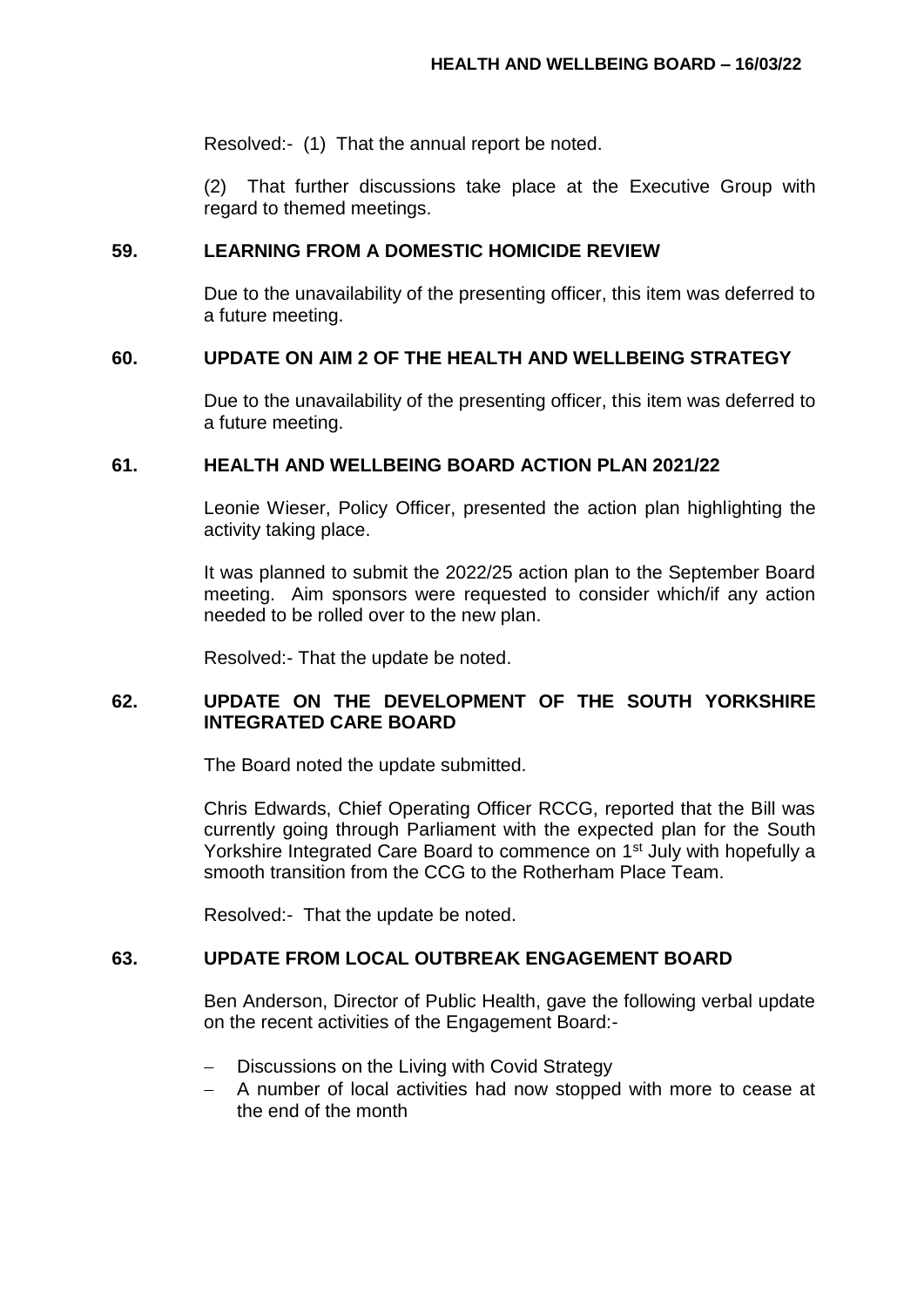Resolved:- (1) That the annual report be noted.

(2) That further discussions take place at the Executive Group with regard to themed meetings.

## 59. LEARNING FROM A DOMESTIC HOMICIDE REVIEW

Due to the unavailability of the presenting officer, this item was deferred to a future meeting.

## 60. UPDATE ON AIM 2 OF THE HEALTH AND WELLBEING STRATEGY

Due to the unavailability of the presenting officer, this item was deferred to a future meeting.

## 61. HEALTH AND WELLBEING BOARD ACTION PLAN 2021/22

Leonie Wieser, Policy Officer, presented the action plan highlighting the activity taking place.

It was planned to submit the 2022/25 action plan to the September Board meeting. Aim sponsors were requested to consider which/if any action needed to be rolled over to the new plan.

Resolved:- That the update be noted.

## 62. UPDATE ON THE DEVELOPMENT OF THE SOUTH YORKSHIRE INTEGRATED CARE BOARD

The Board noted the update submitted.

Chris Edwards, Chief Operating Officer RCCG, reported that the Bill was currently going through Parliament with the expected plan for the South Yorkshire Integrated Care Board to commence on 1st July with hopefully a smooth transition from the CCG to the Rotherham Place Team.

Resolved:- That the update be noted.

## 63. UPDATE FROM LOCAL OUTBREAK ENGAGEMENT BOARD

Ben Anderson, Director of Public Health, gave the following verbal update on the recent activities of the Engagement Board:-

- Discussions on the Living with Covid Strategy
- A number of local activities had now stopped with more to cease at the end of the month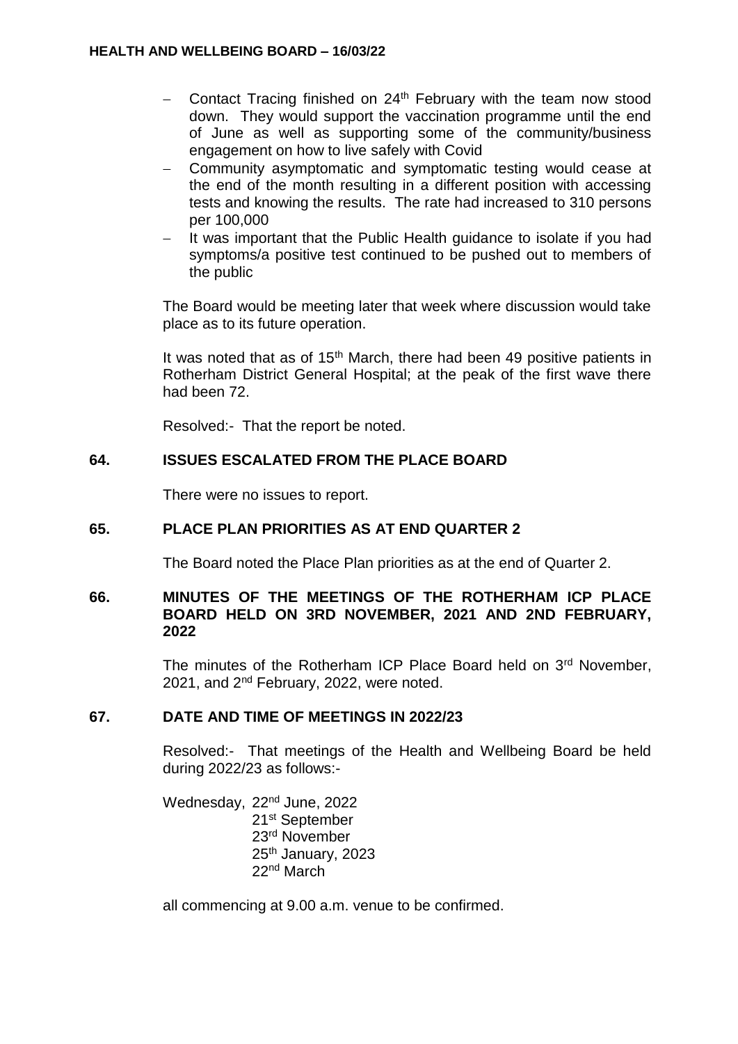- Contact Tracing finished on 24th February with the team now stood down. They would support the vaccination programme until the end of June as well as supporting some of the community/business engagement on how to live safely with Covid
- Community asymptomatic and symptomatic testing would cease at the end of the month resulting in a different position with accessing tests and knowing the results. The rate had increased to 310 persons per 100,000
- It was important that the Public Health guidance to isolate if you had symptoms/a positive test continued to be pushed out to members of the public

The Board would be meeting later that week where discussion would take place as to its future operation.

It was noted that as of 15th March, there had been 49 positive patients in Rotherham District General Hospital; at the peak of the first wave there had been 72.

Resolved:- That the report be noted.

## 64. ISSUES ESCALATED FROM THE PLACE BOARD

There were no issues to report.

## 65. PLACE PLAN PRIORITIES AS AT END QUARTER 2

The Board noted the Place Plan priorities as at the end of Quarter 2.

## 66. MINUTES OF THE MEETINGS OF THE ROTHERHAM ICP PLACE BOARD HELD ON 3RD NOVEMBER, 2021 AND 2ND FEBRUARY, 2022

The minutes of the Rotherham ICP Place Board held on 3rd November, 2021, and 2nd February, 2022, were noted.

## 67. DATE AND TIME OF MEETINGS IN 2022/23

Resolved:- That meetings of the Health and Wellbeing Board be held during 2022/23 as follows:-

Wednesday, 22nd June, 2022
21st September
23rd November
25th January, 2023
22nd March

all commencing at 9.00 a.m. venue to be confirmed.